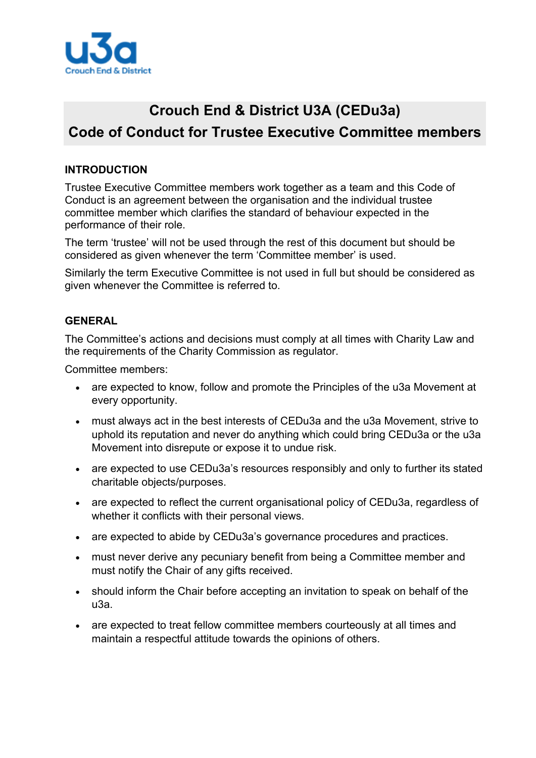# Crouch End & District U3A (CEDu3a)
# Code of Conduct for Trustee Executive Committee members

## INTRODUCTION

Trustee Executive Committee members work together as a team and this Code of Conduct is an agreement between the organisation and the individual trustee committee member which clarifies the standard of behaviour expected in the performance of their role.

The term 'trustee' will not be used through the rest of this document but should be considered as given whenever the term 'Committee member' is used.

Similarly the term Executive Committee is not used in full but should be considered as given whenever the Committee is referred to.

## GENERAL

The Committee's actions and decisions must comply at all times with Charity Law and the requirements of the Charity Commission as regulator.

Committee members:

- are expected to know, follow and promote the Principles of the u3a Movement at every opportunity.
- must always act in the best interests of CEDu3a and the u3a Movement, strive to uphold its reputation and never do anything which could bring CEDu3a or the u3a Movement into disrepute or expose it to undue risk.
- are expected to use CEDu3a's resources responsibly and only to further its stated charitable objects/purposes.
- are expected to reflect the current organisational policy of CEDu3a, regardless of whether it conflicts with their personal views.
- are expected to abide by CEDu3a's governance procedures and practices.
- must never derive any pecuniary benefit from being a Committee member and must notify the Chair of any gifts received.
- should inform the Chair before accepting an invitation to speak on behalf of the u3a.
- are expected to treat fellow committee members courteously at all times and maintain a respectful attitude towards the opinions of others.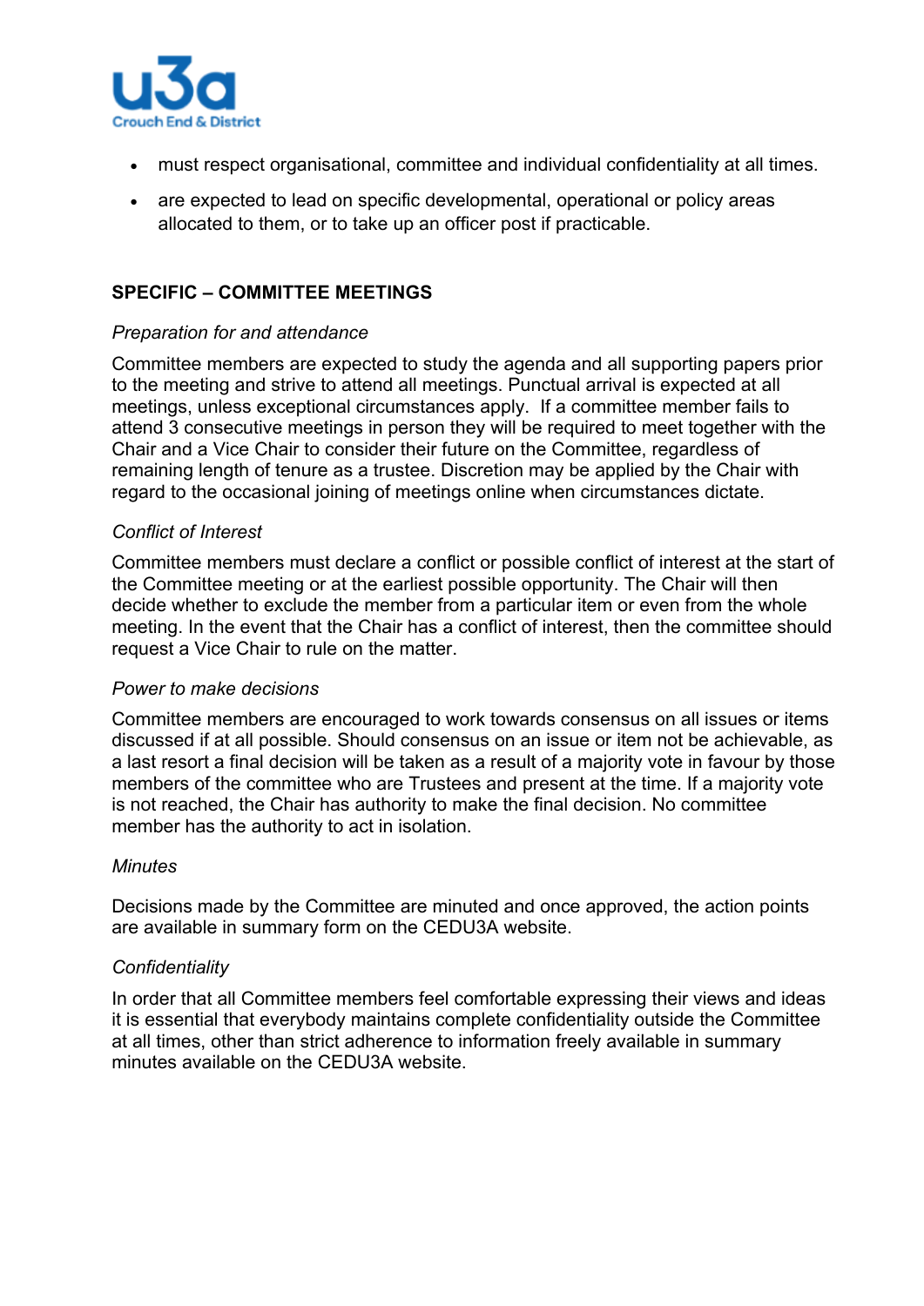- must respect organisational, committee and individual confidentiality at all times.
- are expected to lead on specific developmental, operational or policy areas allocated to them, or to take up an officer post if practicable.

## SPECIFIC – COMMITTEE MEETINGS

*Preparation for and attendance*

Committee members are expected to study the agenda and all supporting papers prior to the meeting and strive to attend all meetings. Punctual arrival is expected at all meetings, unless exceptional circumstances apply. If a committee member fails to attend 3 consecutive meetings in person they will be required to meet together with the Chair and a Vice Chair to consider their future on the Committee, regardless of remaining length of tenure as a trustee. Discretion may be applied by the Chair with regard to the occasional joining of meetings online when circumstances dictate.

*Conflict of Interest*

Committee members must declare a conflict or possible conflict of interest at the start of the Committee meeting or at the earliest possible opportunity. The Chair will then decide whether to exclude the member from a particular item or even from the whole meeting. In the event that the Chair has a conflict of interest, then the committee should request a Vice Chair to rule on the matter.

*Power to make decisions*

Committee members are encouraged to work towards consensus on all issues or items discussed if at all possible. Should consensus on an issue or item not be achievable, as a last resort a final decision will be taken as a result of a majority vote in favour by those members of the committee who are Trustees and present at the time. If a majority vote is not reached, the Chair has authority to make the final decision. No committee member has the authority to act in isolation.

*Minutes*

Decisions made by the Committee are minuted and once approved, the action points are available in summary form on the CEDU3A website.

*Confidentiality*

In order that all Committee members feel comfortable expressing their views and ideas it is essential that everybody maintains complete confidentiality outside the Committee at all times, other than strict adherence to information freely available in summary minutes available on the CEDU3A website.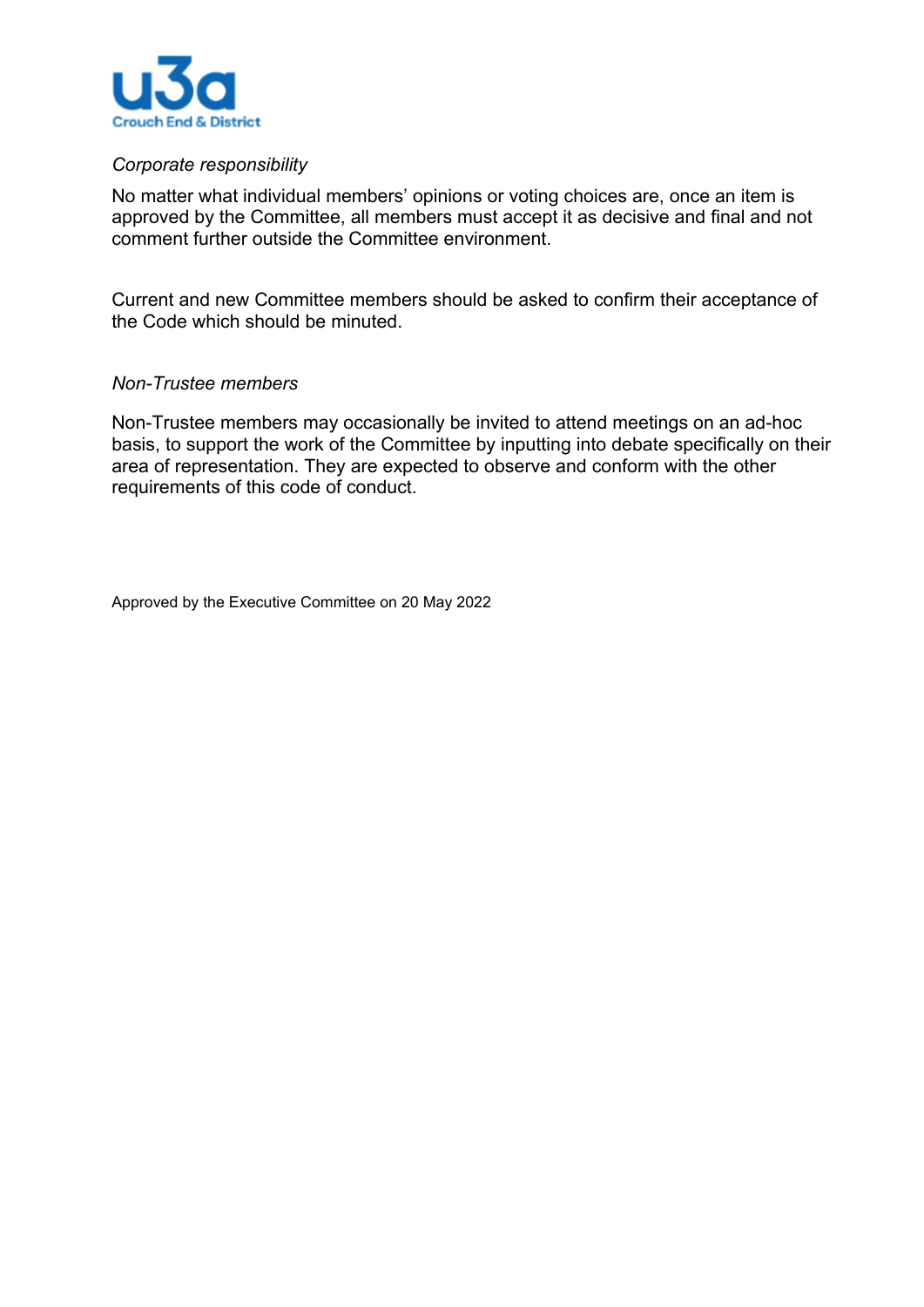*Corporate responsibility*

No matter what individual members' opinions or voting choices are, once an item is approved by the Committee, all members must accept it as decisive and final and not comment further outside the Committee environment.

Current and new Committee members should be asked to confirm their acceptance of the Code which should be minuted.

*Non-Trustee members*

Non-Trustee members may occasionally be invited to attend meetings on an ad-hoc basis, to support the work of the Committee by inputting into debate specifically on their area of representation. They are expected to observe and conform with the other requirements of this code of conduct.

Approved by the Executive Committee on 20 May 2022